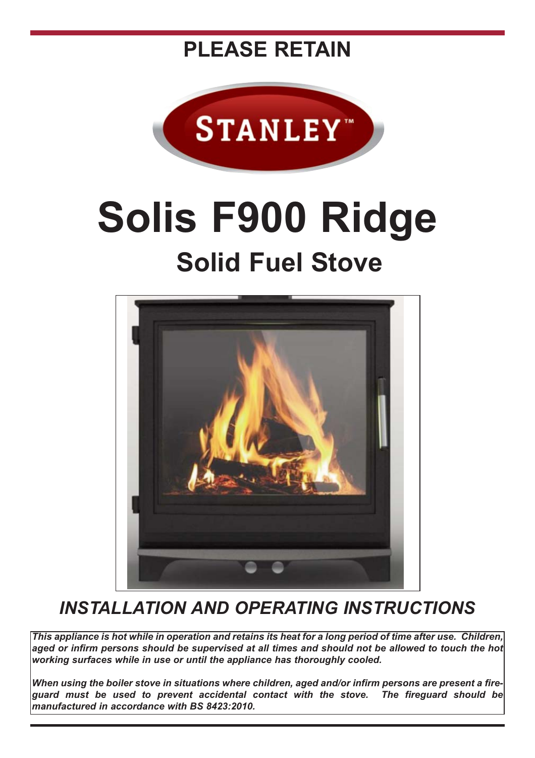## PLEASE RETAIN

STANLEY™

# Solis F900 Ridge

## Solid Fuel Stove

## *INSTALLATION AND OPERATING INSTRUCTIONS*

***This appliance is hot while in operation and retains its heat for a long period of time after use. Children, aged or infirm persons should be supervised at all times and should not be allowed to touch the hot working surfaces while in use or until the appliance has thoroughly cooled.***

***When using the boiler stove in situations where children, aged and/or infirm persons are present a fire-guard must be used to prevent accidental contact with the stove. The fireguard should be manufactured in accordance with BS 8423:2010.***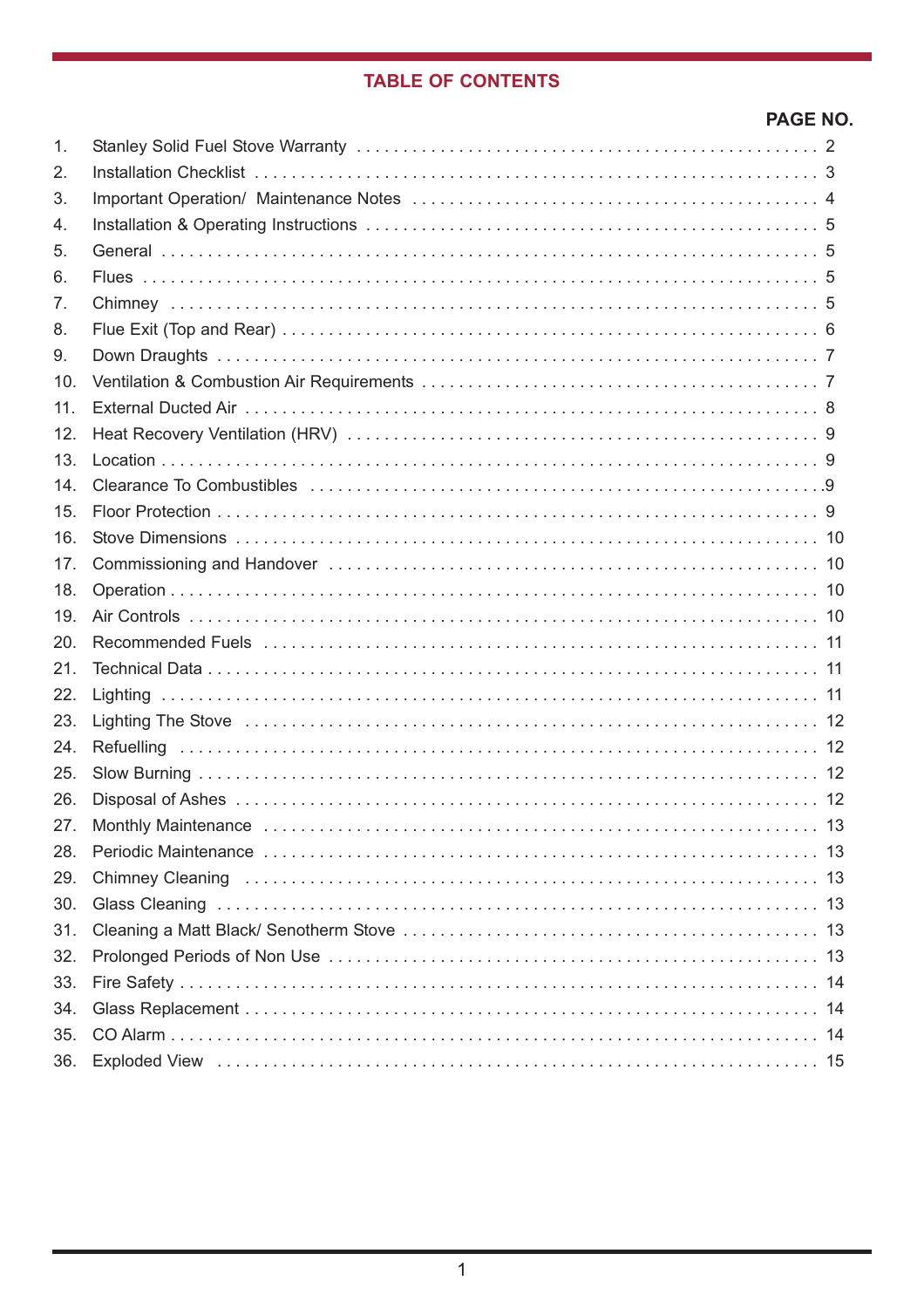## TABLE OF CONTENTS

| | | PAGE NO. |
|---|---|---|
| 1. | Stanley Solid Fuel Stove Warranty | 2 |
| 2. | Installation Checklist | 3 |
| 3. | Important Operation/ Maintenance Notes | 4 |
| 4. | Installation & Operating Instructions | 5 |
| 5. | General | 5 |
| 6. | Flues | 5 |
| 7. | Chimney | 5 |
| 8. | Flue Exit (Top and Rear) | 6 |
| 9. | Down Draughts | 7 |
| 10. | Ventilation & Combustion Air Requirements | 7 |
| 11. | External Ducted Air | 8 |
| 12. | Heat Recovery Ventilation (HRV) | 9 |
| 13. | Location | 9 |
| 14. | Clearance To Combustibles | 9 |
| 15. | Floor Protection | 9 |
| 16. | Stove Dimensions | 10 |
| 17. | Commissioning and Handover | 10 |
| 18. | Operation | 10 |
| 19. | Air Controls | 10 |
| 20. | Recommended Fuels | 11 |
| 21. | Technical Data | 11 |
| 22. | Lighting | 11 |
| 23. | Lighting The Stove | 12 |
| 24. | Refuelling | 12 |
| 25. | Slow Burning | 12 |
| 26. | Disposal of Ashes | 12 |
| 27. | Monthly Maintenance | 13 |
| 28. | Periodic Maintenance | 13 |
| 29. | Chimney Cleaning | 13 |
| 30. | Glass Cleaning | 13 |
| 31. | Cleaning a Matt Black/ Senotherm Stove | 13 |
| 32. | Prolonged Periods of Non Use | 13 |
| 33. | Fire Safety | 14 |
| 34. | Glass Replacement | 14 |
| 35. | CO Alarm | 14 |
| 36. | Exploded View | 15 |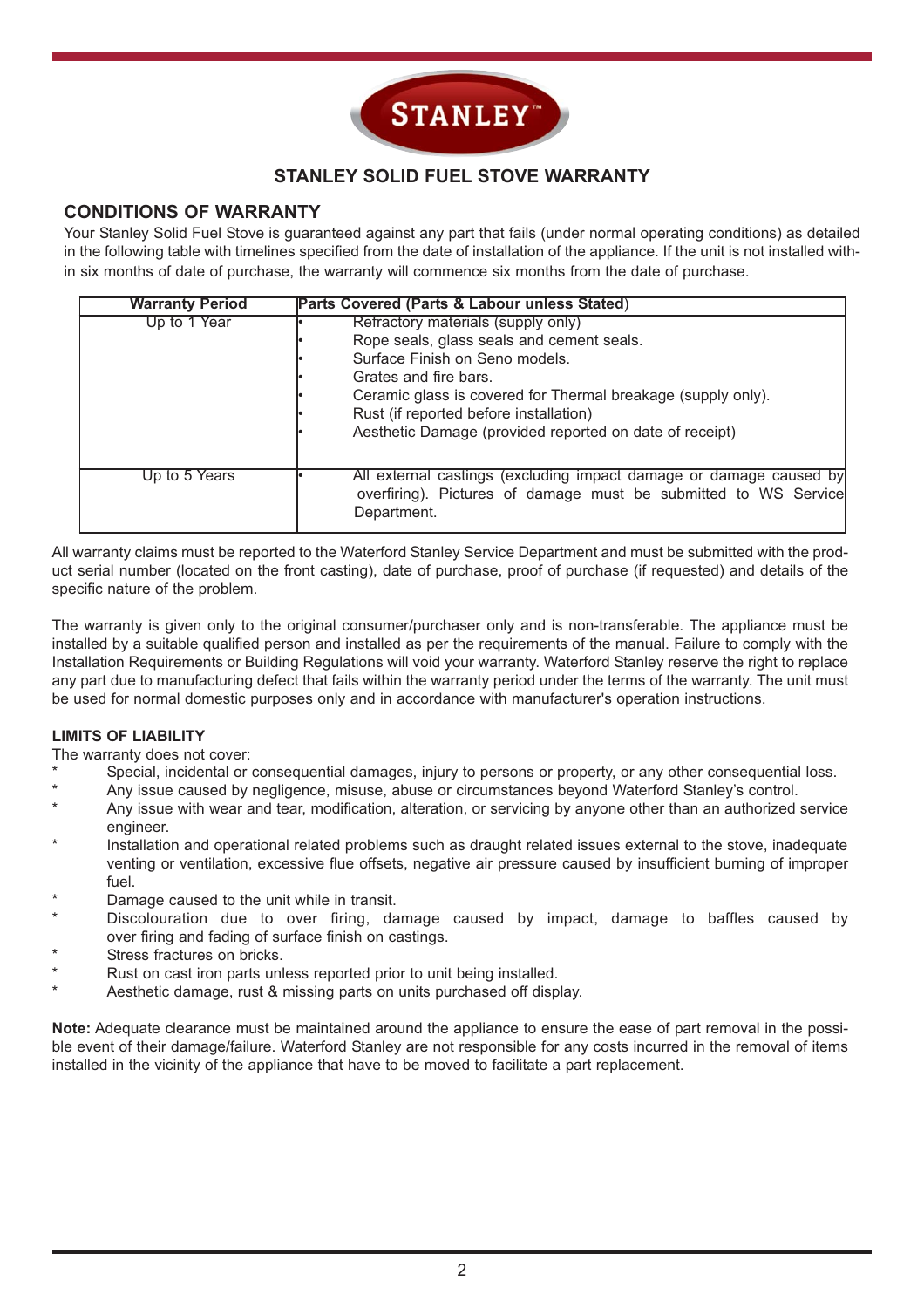STANLEY™

## STANLEY SOLID FUEL STOVE WARRANTY

### CONDITIONS OF WARRANTY

Your Stanley Solid Fuel Stove is guaranteed against any part that fails (under normal operating conditions) as detailed in the following table with timelines specified from the date of installation of the appliance. If the unit is not installed within six months of date of purchase, the warranty will commence six months from the date of purchase.

| Warranty Period | Parts Covered (Parts & Labour unless Stated) |
|---|---|
| Up to 1 Year | • Refractory materials (supply only)<br>• Rope seals, glass seals and cement seals.<br>• Surface Finish on Seno models.<br>• Grates and fire bars.<br>• Ceramic glass is covered for Thermal breakage (supply only).<br>• Rust (if reported before installation)<br>• Aesthetic Damage (provided reported on date of receipt) |
| Up to 5 Years | • All external castings (excluding impact damage or damage caused by overfiring). Pictures of damage must be submitted to WS Service Department. |

All warranty claims must be reported to the Waterford Stanley Service Department and must be submitted with the product serial number (located on the front casting), date of purchase, proof of purchase (if requested) and details of the specific nature of the problem.

The warranty is given only to the original consumer/purchaser only and is non-transferable. The appliance must be installed by a suitable qualified person and installed as per the requirements of the manual. Failure to comply with the Installation Requirements or Building Regulations will void your warranty. Waterford Stanley reserve the right to replace any part due to manufacturing defect that fails within the warranty period under the terms of the warranty. The unit must be used for normal domestic purposes only and in accordance with manufacturer's operation instructions.

#### LIMITS OF LIABILITY

The warranty does not cover:

* Special, incidental or consequential damages, injury to persons or property, or any other consequential loss.
* Any issue caused by negligence, misuse, abuse or circumstances beyond Waterford Stanley's control.
* Any issue with wear and tear, modification, alteration, or servicing by anyone other than an authorized service engineer.
* Installation and operational related problems such as draught related issues external to the stove, inadequate venting or ventilation, excessive flue offsets, negative air pressure caused by insufficient burning of improper fuel.
* Damage caused to the unit while in transit.
* Discolouration due to over firing, damage caused by impact, damage to baffles caused by over firing and fading of surface finish on castings.
* Stress fractures on bricks.
* Rust on cast iron parts unless reported prior to unit being installed.
* Aesthetic damage, rust & missing parts on units purchased off display.

**Note:** Adequate clearance must be maintained around the appliance to ensure the ease of part removal in the possible event of their damage/failure. Waterford Stanley are not responsible for any costs incurred in the removal of items installed in the vicinity of the appliance that have to be moved to facilitate a part replacement.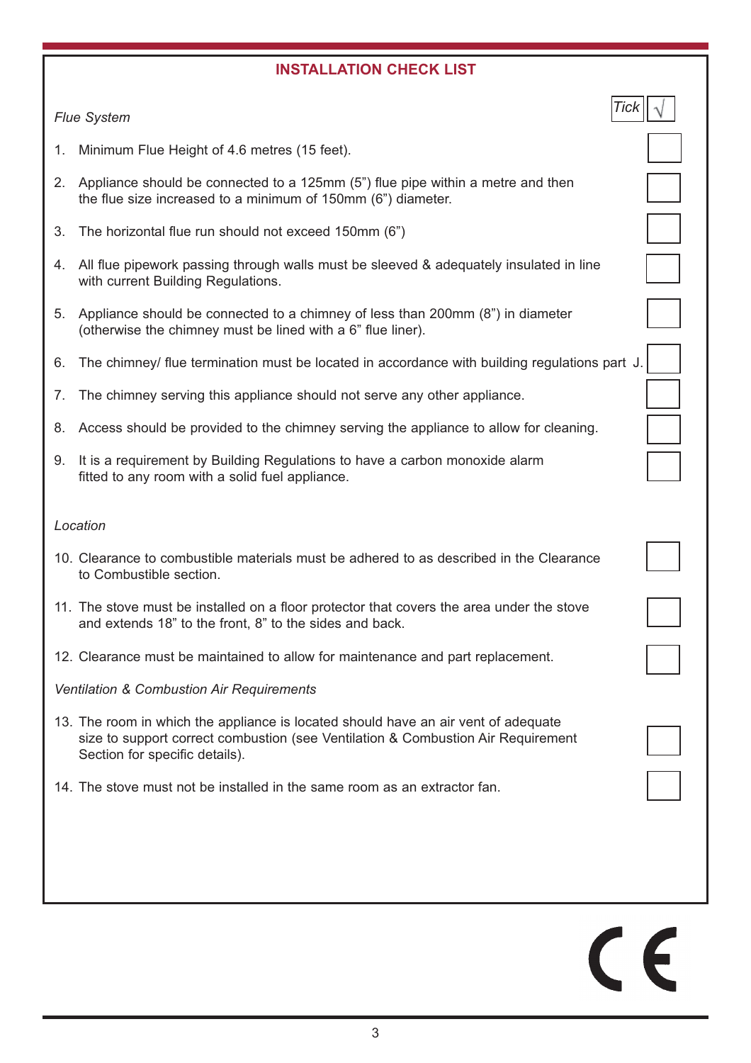## INSTALLATION CHECK LIST

| *Flue System* | *Tick* √ |
|---|---|
| 1. Minimum Flue Height of 4.6 metres (15 feet). | |
| 2. Appliance should be connected to a 125mm (5”) flue pipe within a metre and then the flue size increased to a minimum of 150mm (6”) diameter. | |
| 3. The horizontal flue run should not exceed 150mm (6”) | |
| 4. All flue pipework passing through walls must be sleeved & adequately insulated in line with current Building Regulations. | |
| 5. Appliance should be connected to a chimney of less than 200mm (8”) in diameter (otherwise the chimney must be lined with a 6” flue liner). | |
| 6. The chimney/ flue termination must be located in accordance with building regulations part J. | |
| 7. The chimney serving this appliance should not serve any other appliance. | |
| 8. Access should be provided to the chimney serving the appliance to allow for cleaning. | |
| 9. It is a requirement by Building Regulations to have a carbon monoxide alarm fitted to any room with a solid fuel appliance. | |
| *Location* | |
| 10. Clearance to combustible materials must be adhered to as described in the Clearance to Combustible section. | |
| 11. The stove must be installed on a floor protector that covers the area under the stove and extends 18” to the front, 8” to the sides and back. | |
| 12. Clearance must be maintained to allow for maintenance and part replacement. | |
| *Ventilation & Combustion Air Requirements* | |
| 13. The room in which the appliance is located should have an air vent of adequate size to support correct combustion (see Ventilation & Combustion Air Requirement Section for specific details). | |
| 14. The stove must not be installed in the same room as an extractor fan. | |

CE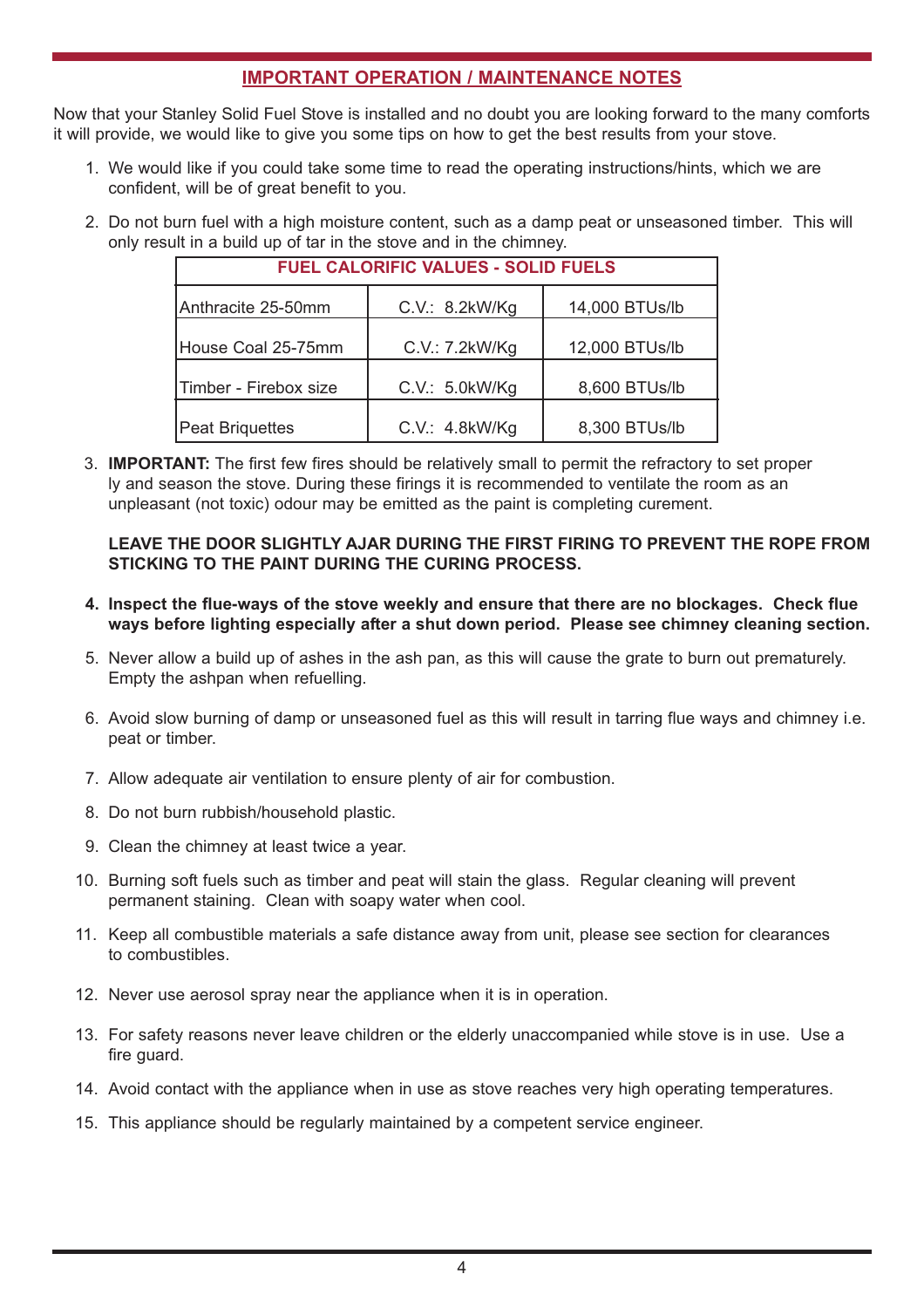## IMPORTANT OPERATION / MAINTENANCE NOTES

Now that your Stanley Solid Fuel Stove is installed and no doubt you are looking forward to the many comforts it will provide, we would like to give you some tips on how to get the best results from your stove.

1. We would like if you could take some time to read the operating instructions/hints, which we are confident, will be of great benefit to you.

2. Do not burn fuel with a high moisture content, such as a damp peat or unseasoned timber. This will only result in a build up of tar in the stove and in the chimney.

| FUEL CALORIFIC VALUES - SOLID FUELS | | |
|---|---|---|
| Anthracite 25-50mm | C.V.: 8.2kW/Kg | 14,000 BTUs/lb |
| House Coal 25-75mm | C.V.: 7.2kW/Kg | 12,000 BTUs/lb |
| Timber - Firebox size | C.V.: 5.0kW/Kg | 8,600 BTUs/lb |
| Peat Briquettes | C.V.: 4.8kW/Kg | 8,300 BTUs/lb |

3. **IMPORTANT:** The first few fires should be relatively small to permit the refractory to set proper ly and season the stove. During these firings it is recommended to ventilate the room as an unpleasant (not toxic) odour may be emitted as the paint is completing curement.

   **LEAVE THE DOOR SLIGHTLY AJAR DURING THE FIRST FIRING TO PREVENT THE ROPE FROM STICKING TO THE PAINT DURING THE CURING PROCESS.**

4. **Inspect the flue-ways of the stove weekly and ensure that there are no blockages. Check flue ways before lighting especially after a shut down period. Please see chimney cleaning section.**

5. Never allow a build up of ashes in the ash pan, as this will cause the grate to burn out prematurely. Empty the ashpan when refuelling.

6. Avoid slow burning of damp or unseasoned fuel as this will result in tarring flue ways and chimney i.e. peat or timber.

7. Allow adequate air ventilation to ensure plenty of air for combustion.

8. Do not burn rubbish/household plastic.

9. Clean the chimney at least twice a year.

10. Burning soft fuels such as timber and peat will stain the glass. Regular cleaning will prevent permanent staining. Clean with soapy water when cool.

11. Keep all combustible materials a safe distance away from unit, please see section for clearances to combustibles.

12. Never use aerosol spray near the appliance when it is in operation.

13. For safety reasons never leave children or the elderly unaccompanied while stove is in use. Use a fire guard.

14. Avoid contact with the appliance when in use as stove reaches very high operating temperatures.

15. This appliance should be regularly maintained by a competent service engineer.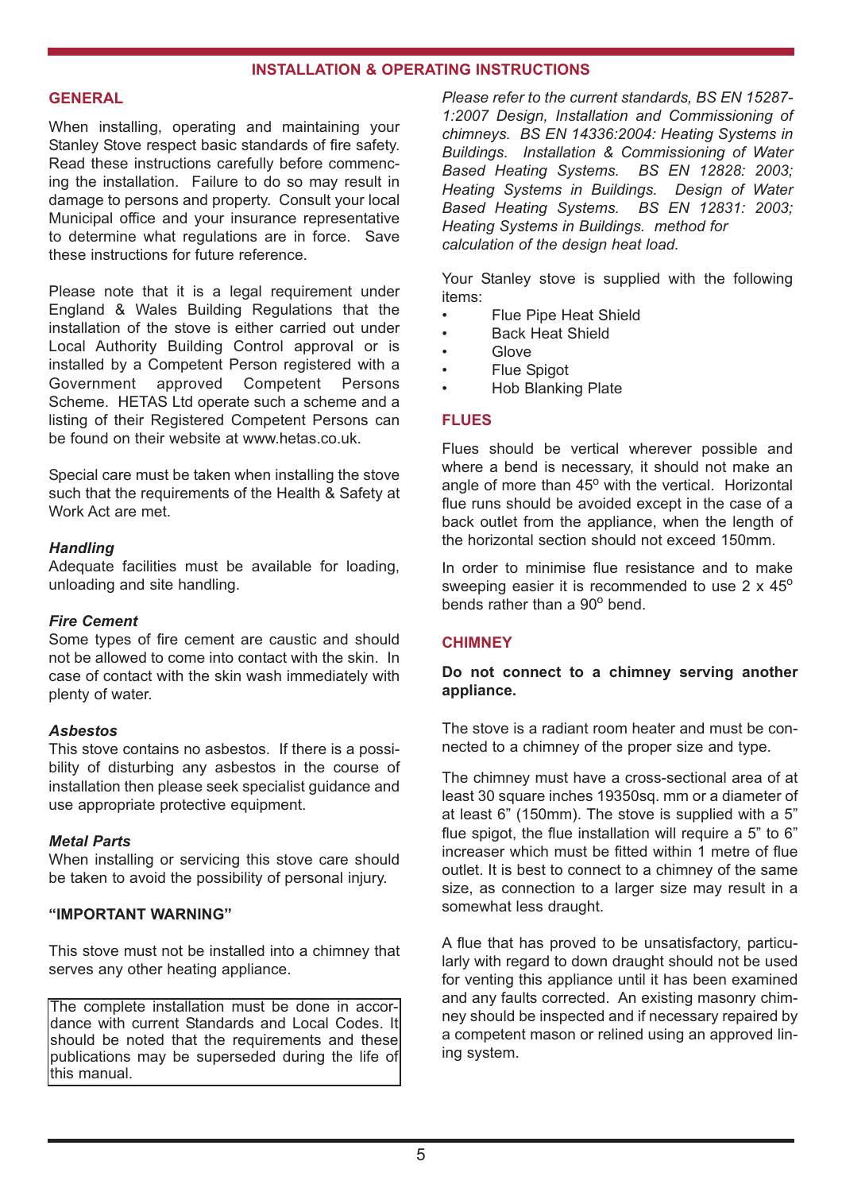## INSTALLATION & OPERATING INSTRUCTIONS

### GENERAL

When installing, operating and maintaining your Stanley Stove respect basic standards of fire safety. Read these instructions carefully before commencing the installation. Failure to do so may result in damage to persons and property. Consult your local Municipal office and your insurance representative to determine what regulations are in force. Save these instructions for future reference.

Please note that it is a legal requirement under England & Wales Building Regulations that the installation of the stove is either carried out under Local Authority Building Control approval or is installed by a Competent Person registered with a Government approved Competent Persons Scheme. HETAS Ltd operate such a scheme and a listing of their Registered Competent Persons can be found on their website at www.hetas.co.uk.

Special care must be taken when installing the stove such that the requirements of the Health & Safety at Work Act are met.

***Handling***
Adequate facilities must be available for loading, unloading and site handling.

***Fire Cement***
Some types of fire cement are caustic and should not be allowed to come into contact with the skin. In case of contact with the skin wash immediately with plenty of water.

***Asbestos***
This stove contains no asbestos. If there is a possibility of disturbing any asbestos in the course of installation then please seek specialist guidance and use appropriate protective equipment.

***Metal Parts***
When installing or servicing this stove care should be taken to avoid the possibility of personal injury.

**“IMPORTANT WARNING”**

This stove must not be installed into a chimney that serves any other heating appliance.

| |
|---|
| The complete installation must be done in accordance with current Standards and Local Codes. It should be noted that the requirements and these publications may be superseded during the life of this manual. |

*Please refer to the current standards, BS EN 15287-1:2007 Design, Installation and Commissioning of chimneys. BS EN 14336:2004: Heating Systems in Buildings. Installation & Commissioning of Water Based Heating Systems. BS EN 12828: 2003; Heating Systems in Buildings. Design of Water Based Heating Systems. BS EN 12831: 2003; Heating Systems in Buildings. method for calculation of the design heat load.*

Your Stanley stove is supplied with the following items:

- Flue Pipe Heat Shield
- Back Heat Shield
- Glove
- Flue Spigot
- Hob Blanking Plate

### FLUES

Flues should be vertical wherever possible and where a bend is necessary, it should not make an angle of more than 45° with the vertical. Horizontal flue runs should be avoided except in the case of a back outlet from the appliance, when the length of the horizontal section should not exceed 150mm.

In order to minimise flue resistance and to make sweeping easier it is recommended to use 2 x 45° bends rather than a 90° bend.

### CHIMNEY

**Do not connect to a chimney serving another appliance.**

The stove is a radiant room heater and must be connected to a chimney of the proper size and type.

The chimney must have a cross-sectional area of at least 30 square inches 19350sq. mm or a diameter of at least 6” (150mm). The stove is supplied with a 5” flue spigot, the flue installation will require a 5” to 6” increaser which must be fitted within 1 metre of flue outlet. It is best to connect to a chimney of the same size, as connection to a larger size may result in a somewhat less draught.

A flue that has proved to be unsatisfactory, particularly with regard to down draught should not be used for venting this appliance until it has been examined and any faults corrected. An existing masonry chimney should be inspected and if necessary repaired by a competent mason or relined using an approved lining system.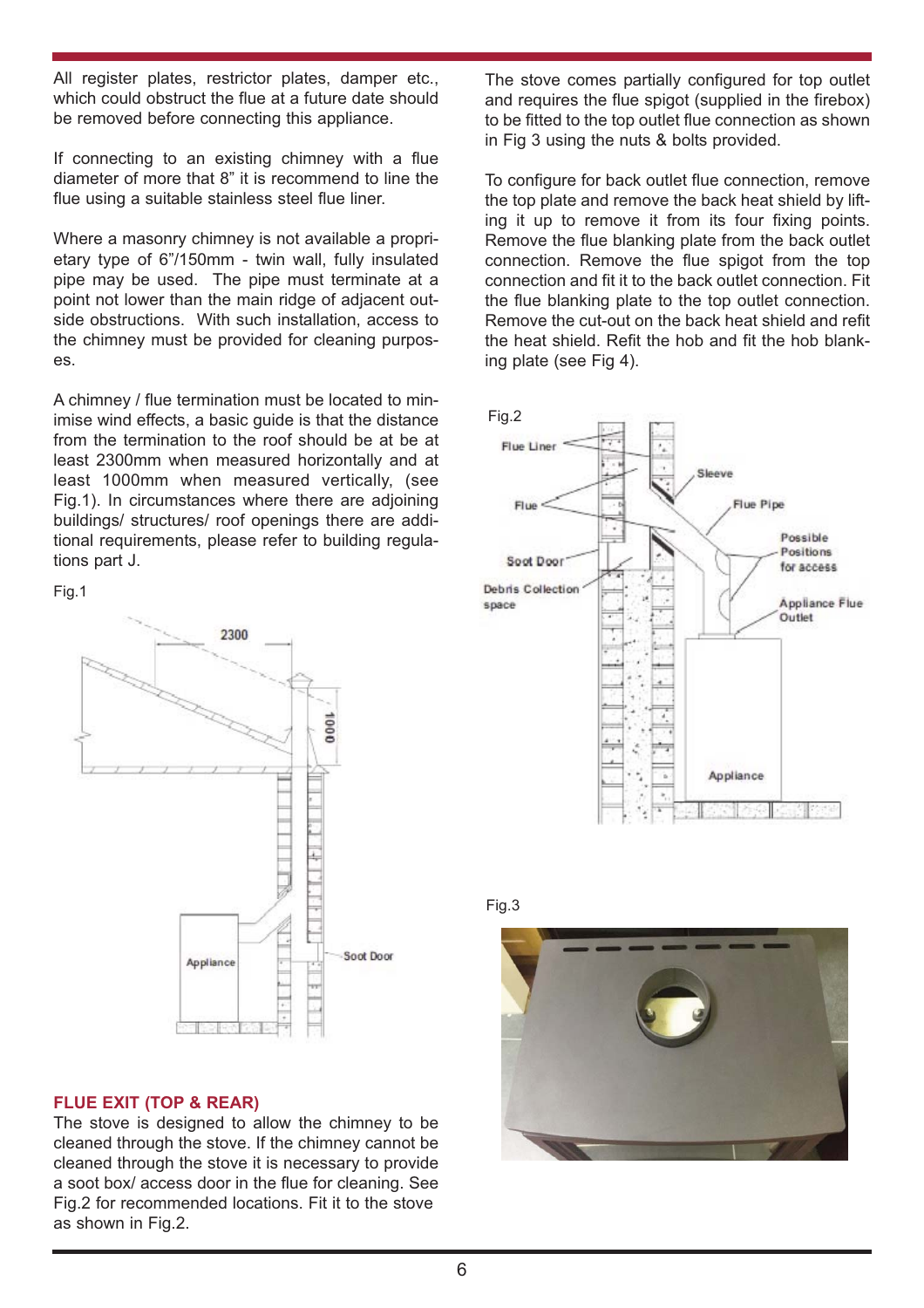All register plates, restrictor plates, damper etc., which could obstruct the flue at a future date should be removed before connecting this appliance.

If connecting to an existing chimney with a flue diameter of more that 8" it is recommend to line the flue using a suitable stainless steel flue liner.

Where a masonry chimney is not available a proprietary type of 6"/150mm - twin wall, fully insulated pipe may be used. The pipe must terminate at a point not lower than the main ridge of adjacent outside obstructions. With such installation, access to the chimney must be provided for cleaning purposes.

A chimney / flue termination must be located to minimise wind effects, a basic guide is that the distance from the termination to the roof should be at be at least 2300mm when measured horizontally and at least 1000mm when measured vertically, (see Fig.1). In circumstances where there are adjoining buildings/ structures/ roof openings there are additional requirements, please refer to building regulations part J.

Fig.1

2300
1000
Appliance
Soot Door

## FLUE EXIT (TOP & REAR)

The stove is designed to allow the chimney to be cleaned through the stove. If the chimney cannot be cleaned through the stove it is necessary to provide a soot box/ access door in the flue for cleaning. See Fig.2 for recommended locations. Fit it to the stove as shown in Fig.2.

The stove comes partially configured for top outlet and requires the flue spigot (supplied in the firebox) to be fitted to the top outlet flue connection as shown in Fig 3 using the nuts & bolts provided.

To configure for back outlet flue connection, remove the top plate and remove the back heat shield by lifting it up to remove it from its four fixing points. Remove the flue blanking plate from the back outlet connection. Remove the flue spigot from the top connection and fit it to the back outlet connection. Fit the flue blanking plate to the top outlet connection. Remove the cut-out on the back heat shield and refit the heat shield. Refit the hob and fit the hob blanking plate (see Fig 4).

Fig.2

Flue Liner
Sleeve
Flue
Flue Pipe
Possible Positions for access
Soot Door
Debris Collection space
Appliance Flue Outlet
Appliance

Fig.3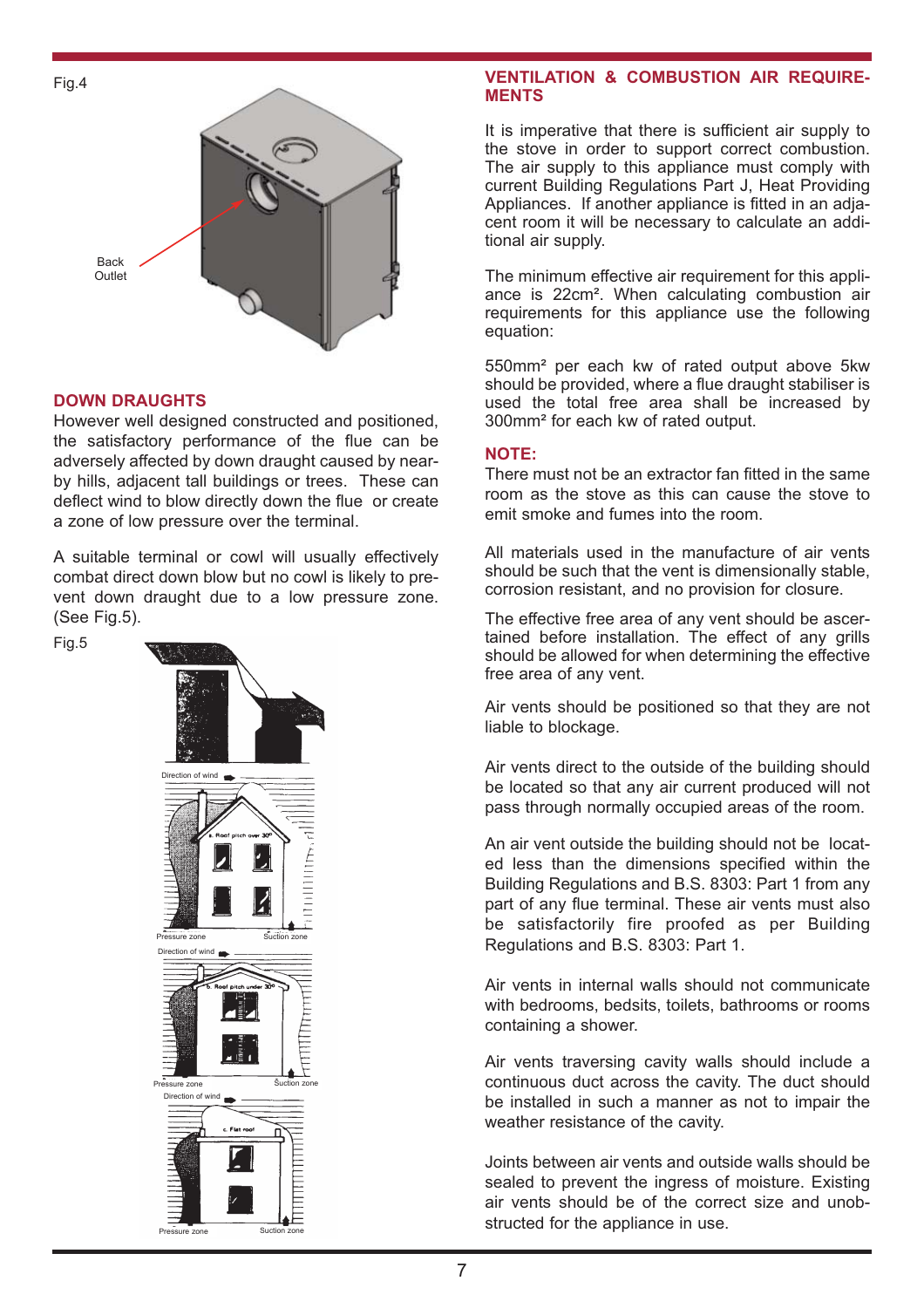Fig.4

Back Outlet

## DOWN DRAUGHTS

However well designed constructed and positioned, the satisfactory performance of the flue can be adversely affected by down draught caused by nearby hills, adjacent tall buildings or trees. These can deflect wind to blow directly down the flue or create a zone of low pressure over the terminal.

A suitable terminal or cowl will usually effectively combat direct down blow but no cowl is likely to prevent down draught due to a low pressure zone. (See Fig.5).

Fig.5

Direction of wind

a. Roof pitch over 30°

Pressure zone | Suction zone

Direction of wind

b. Roof pitch under 30°

Pressure zone | Suction zone

Direction of wind

c. Flat roof

Pressure zone | Suction zone

## VENTILATION & COMBUSTION AIR REQUIREMENTS

It is imperative that there is sufficient air supply to the stove in order to support correct combustion. The air supply to this appliance must comply with current Building Regulations Part J, Heat Providing Appliances. If another appliance is fitted in an adjacent room it will be necessary to calculate an additional air supply.

The minimum effective air requirement for this appliance is $22cm^2$. When calculating combustion air requirements for this appliance use the following equation:

$550mm^2$ per each kw of rated output above 5kw should be provided, where a flue draught stabiliser is used the total free area shall be increased by $300mm^2$ for each kw of rated output.

**NOTE:**

There must not be an extractor fan fitted in the same room as the stove as this can cause the stove to emit smoke and fumes into the room.

All materials used in the manufacture of air vents should be such that the vent is dimensionally stable, corrosion resistant, and no provision for closure.

The effective free area of any vent should be ascertained before installation. The effect of any grills should be allowed for when determining the effective free area of any vent.

Air vents should be positioned so that they are not liable to blockage.

Air vents direct to the outside of the building should be located so that any air current produced will not pass through normally occupied areas of the room.

An air vent outside the building should not be located less than the dimensions specified within the Building Regulations and B.S. 8303: Part 1 from any part of any flue terminal. These air vents must also be satisfactorily fire proofed as per Building Regulations and B.S. 8303: Part 1.

Air vents in internal walls should not communicate with bedrooms, bedsits, toilets, bathrooms or rooms containing a shower.

Air vents traversing cavity walls should include a continuous duct across the cavity. The duct should be installed in such a manner as not to impair the weather resistance of the cavity.

Joints between air vents and outside walls should be sealed to prevent the ingress of moisture. Existing air vents should be of the correct size and unobstructed for the appliance in use.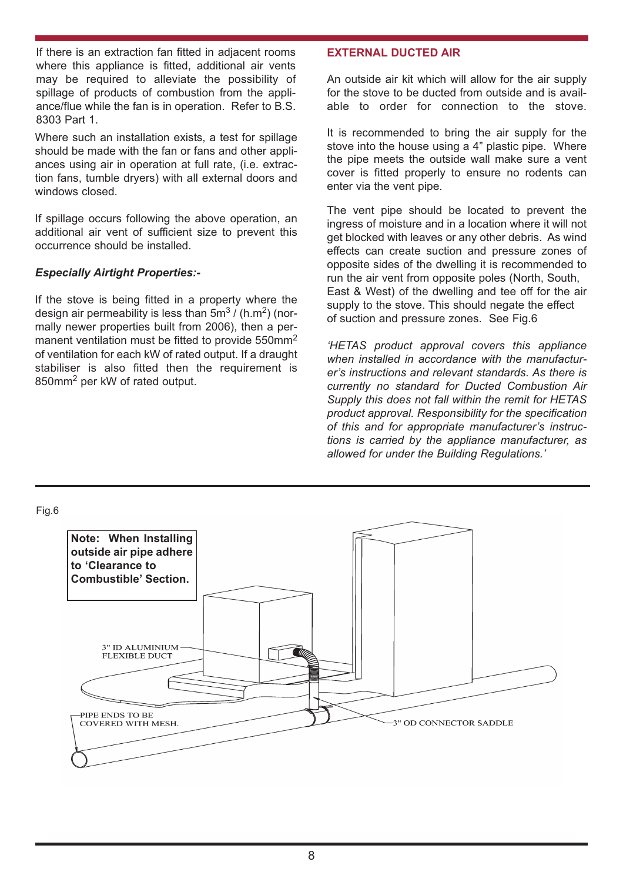If there is an extraction fan fitted in adjacent rooms where this appliance is fitted, additional air vents may be required to alleviate the possibility of spillage of products of combustion from the appliance/flue while the fan is in operation. Refer to B.S. 8303 Part 1.

Where such an installation exists, a test for spillage should be made with the fan or fans and other appliances using air in operation at full rate, (i.e. extraction fans, tumble dryers) with all external doors and windows closed.

If spillage occurs following the above operation, an additional air vent of sufficient size to prevent this occurrence should be installed.

***Especially Airtight Properties:-***

If the stove is being fitted in a property where the design air permeability is less than $5m^3 / (h.m^2)$ (normally newer properties built from 2006), then a permanent ventilation must be fitted to provide $550mm^2$ of ventilation for each kW of rated output. If a draught stabiliser is also fitted then the requirement is $850mm^2$ per kW of rated output.

## EXTERNAL DUCTED AIR

An outside air kit which will allow for the air supply for the stove to be ducted from outside and is available to order for connection to the stove.

It is recommended to bring the air supply for the stove into the house using a 4" plastic pipe. Where the pipe meets the outside wall make sure a vent cover is fitted properly to ensure no rodents can enter via the vent pipe.

The vent pipe should be located to prevent the ingress of moisture and in a location where it will not get blocked with leaves or any other debris. As wind effects can create suction and pressure zones of opposite sides of the dwelling it is recommended to run the air vent from opposite poles (North, South, East & West) of the dwelling and tee off for the air supply to the stove. This should negate the effect of suction and pressure zones. See Fig.6

*'HETAS product approval covers this appliance when installed in accordance with the manufacturer's instructions and relevant standards. As there is currently no standard for Ducted Combustion Air Supply this does not fall within the remit for HETAS product approval. Responsibility for the specification of this and for appropriate manufacturer's instructions is carried by the appliance manufacturer, as allowed for under the Building Regulations.'*

Fig.6

**Note: When Installing outside air pipe adhere to 'Clearance to Combustible' Section.**

3" ID ALUMINIUM FLEXIBLE DUCT

PIPE ENDS TO BE COVERED WITH MESH.

3" OD CONNECTOR SADDLE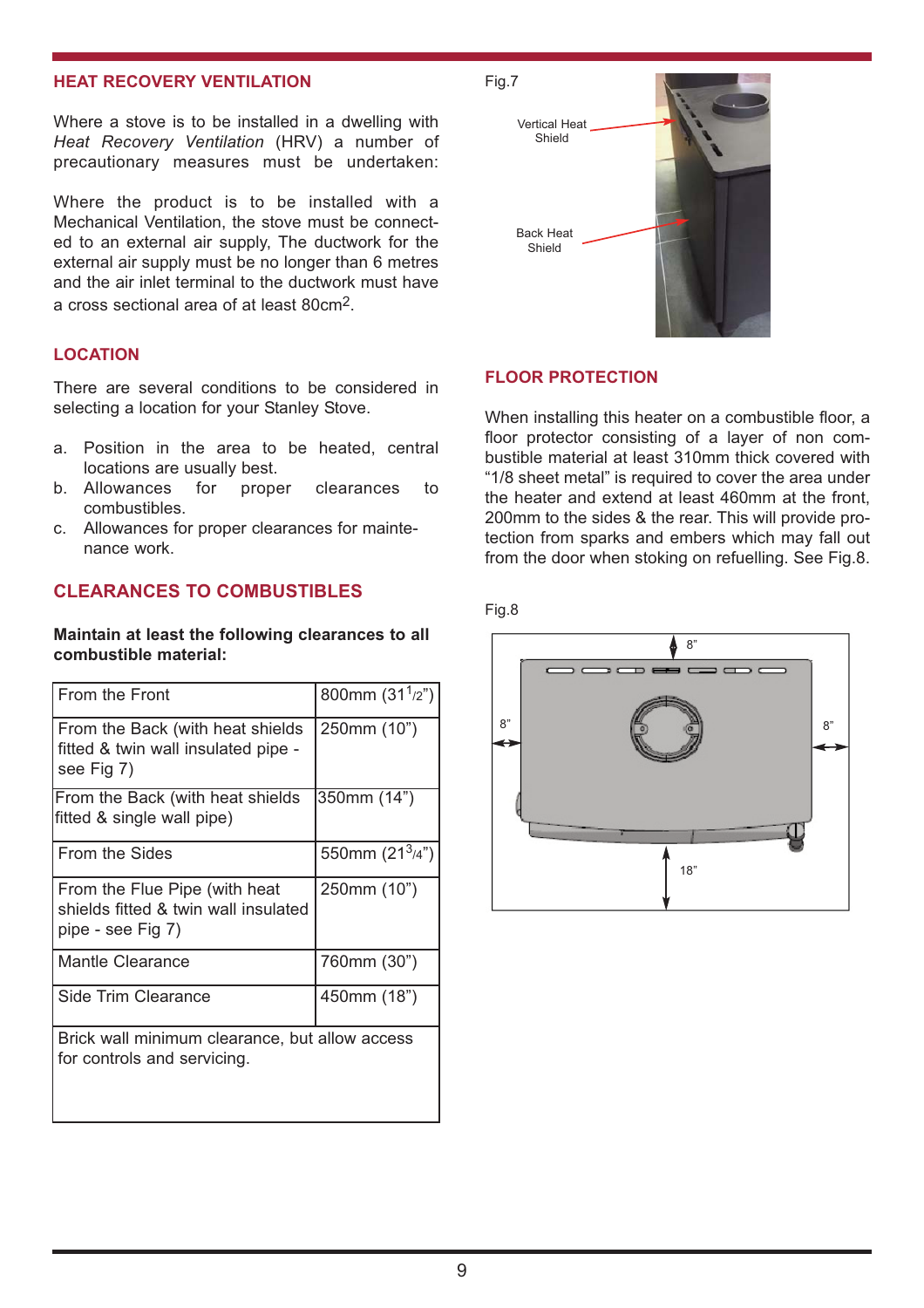## HEAT RECOVERY VENTILATION

Where a stove is to be installed in a dwelling with *Heat Recovery Ventilation* (HRV) a number of precautionary measures must be undertaken:

Where the product is to be installed with a Mechanical Ventilation, the stove must be connected to an external air supply, The ductwork for the external air supply must be no longer than 6 metres and the air inlet terminal to the ductwork must have a cross sectional area of at least $80cm^2$.

## LOCATION

There are several conditions to be considered in selecting a location for your Stanley Stove.

a. Position in the area to be heated, central locations are usually best.
b. Allowances for proper clearances to combustibles.
c. Allowances for proper clearances for maintenance work.

## CLEARANCES TO COMBUSTIBLES

**Maintain at least the following clearances to all combustible material:**

| | |
|---|---|
| From the Front | 800mm (31½") |
| From the Back (with heat shields fitted & twin wall insulated pipe - see Fig 7) | 250mm (10") |
| From the Back (with heat shields fitted & single wall pipe) | 350mm (14") |
| From the Sides | 550mm (21¾") |
| From the Flue Pipe (with heat shields fitted & twin wall insulated pipe - see Fig 7) | 250mm (10") |
| Mantle Clearance | 760mm (30") |
| Side Trim Clearance | 450mm (18") |
| Brick wall minimum clearance, but allow access for controls and servicing. | |

Fig.7

Vertical Heat Shield

Back Heat Shield

## FLOOR PROTECTION

When installing this heater on a combustible floor, a floor protector consisting of a layer of non combustible material at least 310mm thick covered with "1/8 sheet metal" is required to cover the area under the heater and extend at least 460mm at the front, 200mm to the sides & the rear. This will provide protection from sparks and embers which may fall out from the door when stoking on refuelling. See Fig.8.

Fig.8

8"

8"

8"

18"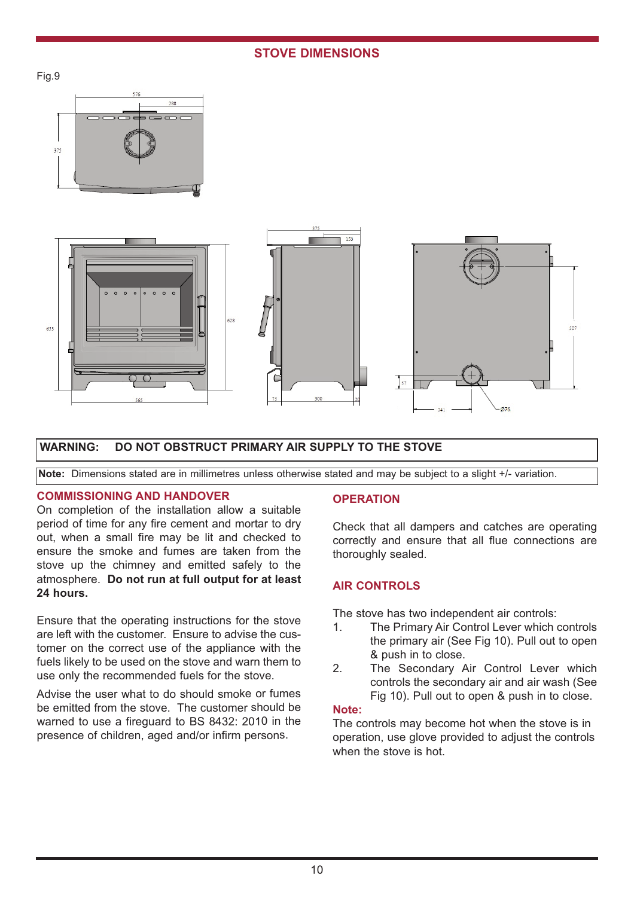## STOVE DIMENSIONS

Fig.9

376
288
375

653
628
565

375
153
75
300
20

507
57
241
Ø76

**WARNING: DO NOT OBSTRUCT PRIMARY AIR SUPPLY TO THE STOVE**

**Note:** Dimensions stated are in millimetres unless otherwise stated and may be subject to a slight +/- variation.

## COMMISSIONING AND HANDOVER

On completion of the installation allow a suitable period of time for any fire cement and mortar to dry out, when a small fire may be lit and checked to ensure the smoke and fumes are taken from the stove up the chimney and emitted safely to the atmosphere. **Do not run at full output for at least 24 hours.**

Ensure that the operating instructions for the stove are left with the customer. Ensure to advise the customer on the correct use of the appliance with the fuels likely to be used on the stove and warn them to use only the recommended fuels for the stove.

Advise the user what to do should smoke or fumes be emitted from the stove. The customer should be warned to use a fireguard to BS 8432: 2010 in the presence of children, aged and/or infirm persons.

## OPERATION

Check that all dampers and catches are operating correctly and ensure that all flue connections are thoroughly sealed.

## AIR CONTROLS

The stove has two independent air controls:

1. The Primary Air Control Lever which controls the primary air (See Fig 10). Pull out to open & push in to close.
2. The Secondary Air Control Lever which controls the secondary air and air wash (See Fig 10). Pull out to open & push in to close.

**Note:**

The controls may become hot when the stove is in operation, use glove provided to adjust the controls when the stove is hot.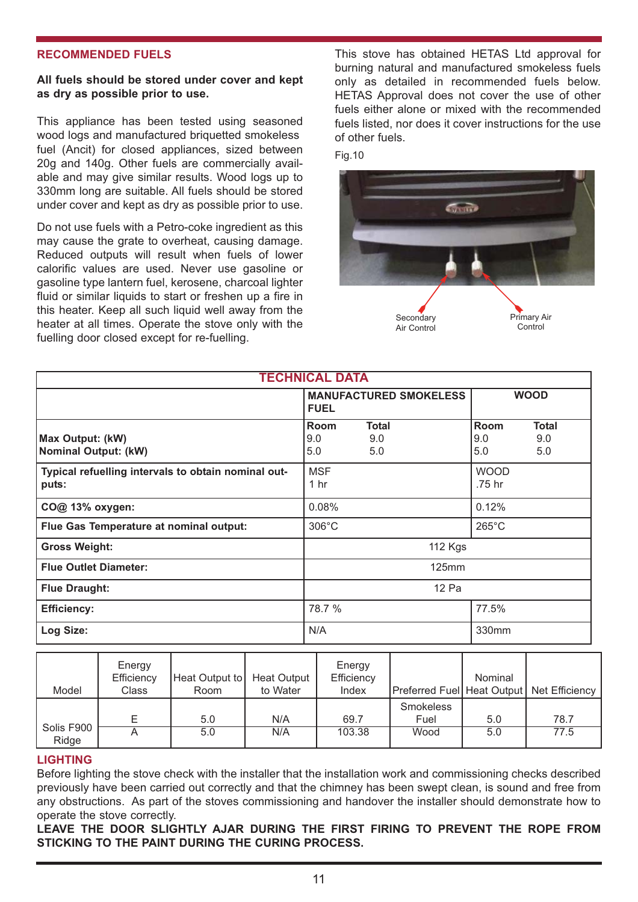## RECOMMENDED FUELS

**All fuels should be stored under cover and kept as dry as possible prior to use.**

This appliance has been tested using seasoned wood logs and manufactured briquetted smokeless fuel (Ancit) for closed appliances, sized between 20g and 140g. Other fuels are commercially available and may give similar results. Wood logs up to 330mm long are suitable. All fuels should be stored under cover and kept as dry as possible prior to use.

Do not use fuels with a Petro-coke ingredient as this may cause the grate to overheat, causing damage. Reduced outputs will result when fuels of lower calorific values are used. Never use gasoline or gasoline type lantern fuel, kerosene, charcoal lighter fluid or similar liquids to start or freshen up a fire in this heater. Keep all such liquid well away from the heater at all times. Operate the stove only with the fuelling door closed except for re-fuelling.

This stove has obtained HETAS Ltd approval for burning natural and manufactured smokeless fuels only as detailed in recommended fuels below. HETAS Approval does not cover the use of other fuels either alone or mixed with the recommended fuels listed, nor does it cover instructions for the use of other fuels.

Fig.10

Secondary Air Control

Primary Air Control

## TECHNICAL DATA

| | MANUFACTURED SMOKELESS FUEL | | WOOD | |
|---|---|---|---|---|
| | Room | Total | Room | Total |
| Max Output: (kW) | 9.0 | 9.0 | 9.0 | 9.0 |
| Nominal Output: (kW) | 5.0 | 5.0 | 5.0 | 5.0 |
| Typical refuelling intervals to obtain nominal outputs: | MSF 1 hr | | WOOD .75 hr | |
| CO@ 13% oxygen: | 0.08% | | 0.12% | |
| Flue Gas Temperature at nominal output: | 306°C | | 265°C | |
| Gross Weight: | 112 Kgs | | | |
| Flue Outlet Diameter: | 125mm | | | |
| Flue Draught: | 12 Pa | | | |
| Efficiency: | 78.7 % | | 77.5% | |
| Log Size: | N/A | | 330mm | |

| Model | Energy Efficiency Class | Heat Output to Room | Heat Output to Water | Energy Efficiency Index | Preferred Fuel | Nominal Heat Output | Net Efficiency |
|---|---|---|---|---|---|---|---|
| Solis F900 Ridge | E | 5.0 | N/A | 69.7 | Smokeless Fuel | 5.0 | 78.7 |
| | A | 5.0 | N/A | 103.38 | Wood | 5.0 | 77.5 |

## LIGHTING

Before lighting the stove check with the installer that the installation work and commissioning checks described previously have been carried out correctly and that the chimney has been swept clean, is sound and free from any obstructions. As part of the stoves commissioning and handover the installer should demonstrate how to operate the stove correctly.

**LEAVE THE DOOR SLIGHTLY AJAR DURING THE FIRST FIRING TO PREVENT THE ROPE FROM STICKING TO THE PAINT DURING THE CURING PROCESS.**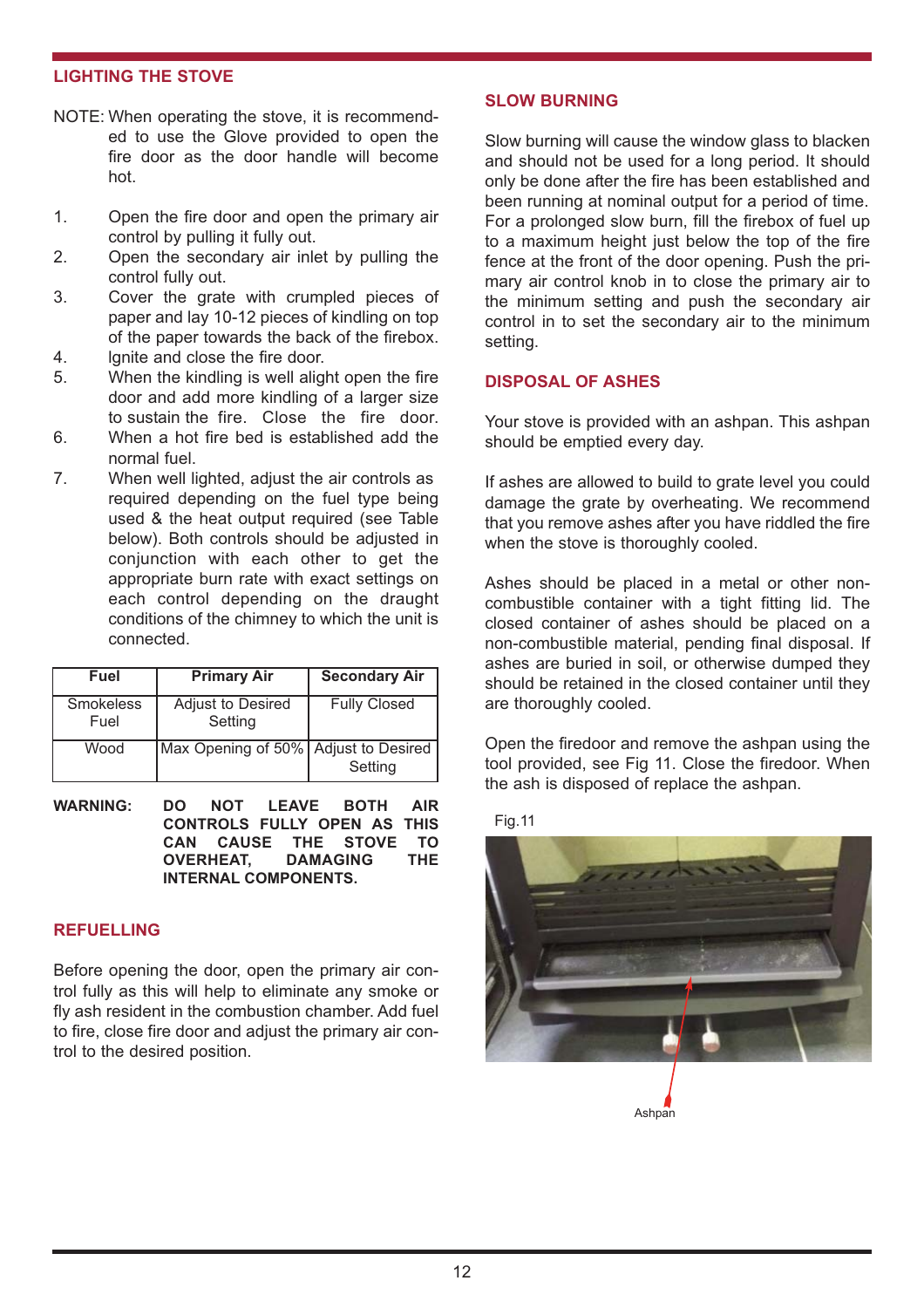## LIGHTING THE STOVE

NOTE: When operating the stove, it is recommended to use the Glove provided to open the fire door as the door handle will become hot.

1. Open the fire door and open the primary air control by pulling it fully out.
2. Open the secondary air inlet by pulling the control fully out.
3. Cover the grate with crumpled pieces of paper and lay 10-12 pieces of kindling on top of the paper towards the back of the firebox.
4. Ignite and close the fire door.
5. When the kindling is well alight open the fire door and add more kindling of a larger size to sustain the fire. Close the fire door.
6. When a hot fire bed is established add the normal fuel.
7. When well lighted, adjust the air controls as required depending on the fuel type being used & the heat output required (see Table below). Both controls should be adjusted in conjunction with each other to get the appropriate burn rate with exact settings on each control depending on the draught conditions of the chimney to which the unit is connected.

| Fuel | Primary Air | Secondary Air |
|---|---|---|
| Smokeless Fuel | Adjust to Desired Setting | Fully Closed |
| Wood | Max Opening of 50% | Adjust to Desired Setting |

**WARNING: DO NOT LEAVE BOTH AIR CONTROLS FULLY OPEN AS THIS CAN CAUSE THE STOVE TO OVERHEAT, DAMAGING THE INTERNAL COMPONENTS.**

## REFUELLING

Before opening the door, open the primary air control fully as this will help to eliminate any smoke or fly ash resident in the combustion chamber. Add fuel to fire, close fire door and adjust the primary air control to the desired position.

## SLOW BURNING

Slow burning will cause the window glass to blacken and should not be used for a long period. It should only be done after the fire has been established and been running at nominal output for a period of time. For a prolonged slow burn, fill the firebox of fuel up to a maximum height just below the top of the fire fence at the front of the door opening. Push the primary air control knob in to close the primary air to the minimum setting and push the secondary air control in to set the secondary air to the minimum setting.

## DISPOSAL OF ASHES

Your stove is provided with an ashpan. This ashpan should be emptied every day.

If ashes are allowed to build to grate level you could damage the grate by overheating. We recommend that you remove ashes after you have riddled the fire when the stove is thoroughly cooled.

Ashes should be placed in a metal or other non-combustible container with a tight fitting lid. The closed container of ashes should be placed on a non-combustible material, pending final disposal. If ashes are buried in soil, or otherwise dumped they should be retained in the closed container until they are thoroughly cooled.

Open the firedoor and remove the ashpan using the tool provided, see Fig 11. Close the firedoor. When the ash is disposed of replace the ashpan.

Fig.11

Ashpan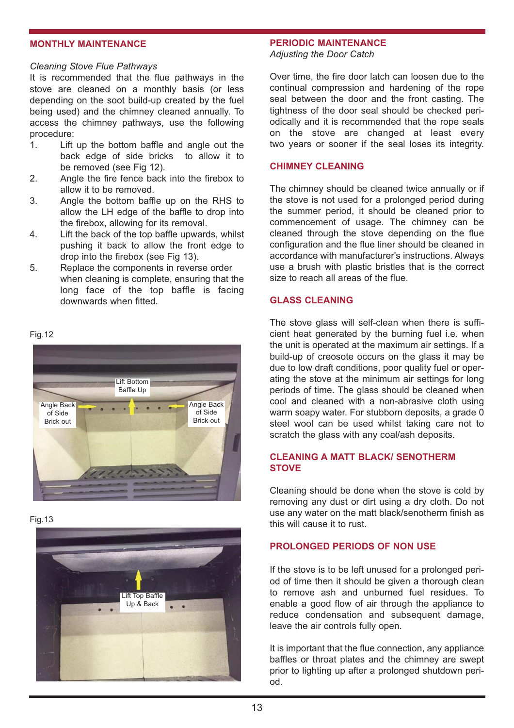## MONTHLY MAINTENANCE

*Cleaning Stove Flue Pathways*

It is recommended that the flue pathways in the stove are cleaned on a monthly basis (or less depending on the soot build-up created by the fuel being used) and the chimney cleaned annually. To access the chimney pathways, use the following procedure:

1. Lift up the bottom baffle and angle out the back edge of side bricks to allow it to be removed (see Fig 12).
2. Angle the fire fence back into the firebox to allow it to be removed.
3. Angle the bottom baffle up on the RHS to allow the LH edge of the baffle to drop into the firebox, allowing for its removal.
4. Lift the back of the top baffle upwards, whilst pushing it back to allow the front edge to drop into the firebox (see Fig 13).
5. Replace the components in reverse order when cleaning is complete, ensuring that the long face of the top baffle is facing downwards when fitted.

Fig.12

Lift Bottom Baffle Up

Angle Back of Side Brick out

Angle Back of Side Brick out

Fig.13

Lift Top Baffle Up & Back

## PERIODIC MAINTENANCE

*Adjusting the Door Catch*

Over time, the fire door latch can loosen due to the continual compression and hardening of the rope seal between the door and the front casting. The tightness of the door seal should be checked periodically and it is recommended that the rope seals on the stove are changed at least every two years or sooner if the seal loses its integrity.

## CHIMNEY CLEANING

The chimney should be cleaned twice annually or if the stove is not used for a prolonged period during the summer period, it should be cleaned prior to commencement of usage. The chimney can be cleaned through the stove depending on the flue configuration and the flue liner should be cleaned in accordance with manufacturer's instructions. Always use a brush with plastic bristles that is the correct size to reach all areas of the flue.

## GLASS CLEANING

The stove glass will self-clean when there is sufficient heat generated by the burning fuel i.e. when the unit is operated at the maximum air settings. If a build-up of creosote occurs on the glass it may be due to low draft conditions, poor quality fuel or operating the stove at the minimum air settings for long periods of time. The glass should be cleaned when cool and cleaned with a non-abrasive cloth using warm soapy water. For stubborn deposits, a grade 0 steel wool can be used whilst taking care not to scratch the glass with any coal/ash deposits.

## CLEANING A MATT BLACK/ SENOTHERM STOVE

Cleaning should be done when the stove is cold by removing any dust or dirt using a dry cloth. Do not use any water on the matt black/senotherm finish as this will cause it to rust.

## PROLONGED PERIODS OF NON USE

If the stove is to be left unused for a prolonged period of time then it should be given a thorough clean to remove ash and unburned fuel residues. To enable a good flow of air through the appliance to reduce condensation and subsequent damage, leave the air controls fully open.

It is important that the flue connection, any appliance baffles or throat plates and the chimney are swept prior to lighting up after a prolonged shutdown period.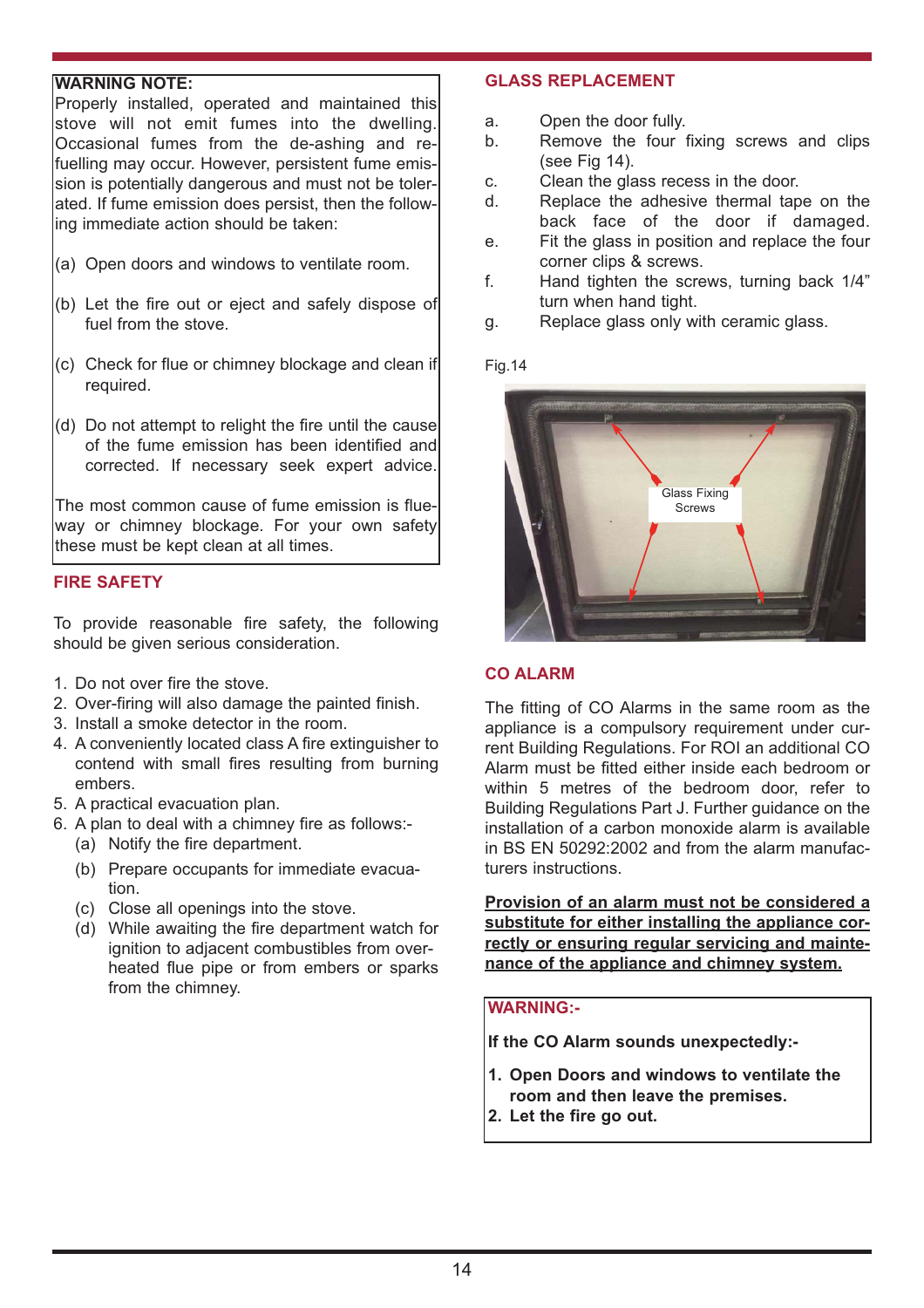**WARNING NOTE:**
Properly installed, operated and maintained this stove will not emit fumes into the dwelling. Occasional fumes from the de-ashing and re-fuelling may occur. However, persistent fume emission is potentially dangerous and must not be tolerated. If fume emission does persist, then the following immediate action should be taken:

(a) Open doors and windows to ventilate room.

(b) Let the fire out or eject and safely dispose of fuel from the stove.

(c) Check for flue or chimney blockage and clean if required.

(d) Do not attempt to relight the fire until the cause of the fume emission has been identified and corrected. If necessary seek expert advice.

The most common cause of fume emission is flueway or chimney blockage. For your own safety these must be kept clean at all times.

## FIRE SAFETY

To provide reasonable fire safety, the following should be given serious consideration.

1. Do not over fire the stove.
2. Over-firing will also damage the painted finish.
3. Install a smoke detector in the room.
4. A conveniently located class A fire extinguisher to contend with small fires resulting from burning embers.
5. A practical evacuation plan.
6. A plan to deal with a chimney fire as follows:-
   (a) Notify the fire department.
   (b) Prepare occupants for immediate evacuation.
   (c) Close all openings into the stove.
   (d) While awaiting the fire department watch for ignition to adjacent combustibles from overheated flue pipe or from embers or sparks from the chimney.

## GLASS REPLACEMENT

a. Open the door fully.
b. Remove the four fixing screws and clips (see Fig 14).
c. Clean the glass recess in the door.
d. Replace the adhesive thermal tape on the back face of the door if damaged.
e. Fit the glass in position and replace the four corner clips & screws.
f. Hand tighten the screws, turning back 1/4" turn when hand tight.
g. Replace glass only with ceramic glass.

Fig.14

Glass Fixing Screws

## CO ALARM

The fitting of CO Alarms in the same room as the appliance is a compulsory requirement under current Building Regulations. For ROI an additional CO Alarm must be fitted either inside each bedroom or within 5 metres of the bedroom door, refer to Building Regulations Part J. Further guidance on the installation of a carbon monoxide alarm is available in BS EN 50292:2002 and from the alarm manufacturers instructions.

**Provision of an alarm must not be considered a substitute for either installing the appliance correctly or ensuring regular servicing and maintenance of the appliance and chimney system.**

**WARNING:-**

**If the CO Alarm sounds unexpectedly:-**

1. **Open Doors and windows to ventilate the room and then leave the premises.**
2. **Let the fire go out.**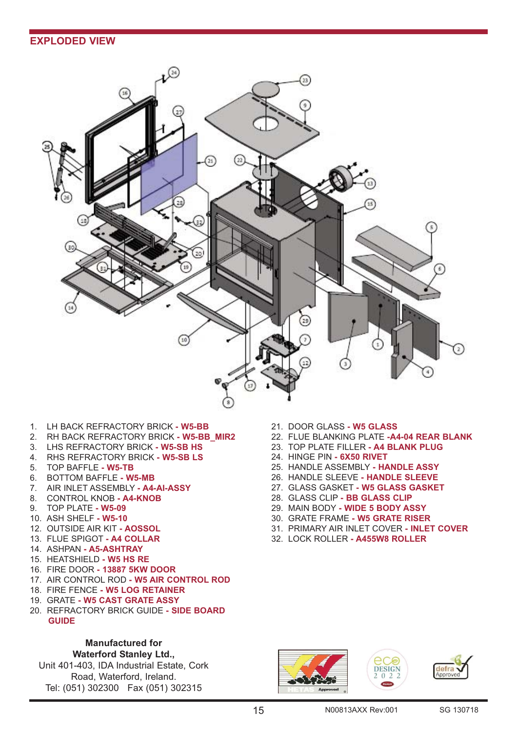## EXPLODED VIEW

1. LH BACK REFRACTORY BRICK - **W5-BB**
2. RH BACK REFRACTORY BRICK - **W5-BB_MIR2**
3. LHS REFRACTORY BRICK - **W5-SB HS**
4. RHS REFRACTORY BRICK - **W5-SB LS**
5. TOP BAFFLE - **W5-TB**
6. BOTTOM BAFFLE - **W5-MB**
7. AIR INLET ASSEMBLY - **A4-AI-ASSY**
8. CONTROL KNOB - **A4-KNOB**
9. TOP PLATE - **W5-09**
10. ASH SHELF - **W5-10**
12. OUTSIDE AIR KIT - **AOSSOL**
13. FLUE SPIGOT - **A4 COLLAR**
14. ASHPAN - **A5-ASHTRAY**
15. HEATSHIELD - **W5 HS RE**
16. FIRE DOOR - **13887 5KW DOOR**
17. AIR CONTROL ROD - **W5 AIR CONTROL ROD**
18. FIRE FENCE - **W5 LOG RETAINER**
19. GRATE - **W5 CAST GRATE ASSY**
20. REFRACTORY BRICK GUIDE - **SIDE BOARD GUIDE**
21. DOOR GLASS - **W5 GLASS**
22. FLUE BLANKING PLATE - **A4-04 REAR BLANK**
23. TOP PLATE FILLER - **A4 BLANK PLUG**
24. HINGE PIN - **6X50 RIVET**
25. HANDLE ASSEMBLY - **HANDLE ASSY**
26. HANDLE SLEEVE - **HANDLE SLEEVE**
27. GLASS GASKET - **W5 GLASS GASKET**
28. GLASS CLIP - **BB GLASS CLIP**
29. MAIN BODY - **WIDE 5 BODY ASSY**
30. GRATE FRAME - **W5 GRATE RISER**
31. PRIMARY AIR INLET COVER - **INLET COVER**
32. LOCK ROLLER - **A455W8 ROLLER**

**Manufactured for**
**Waterford Stanley Ltd.,**
Unit 401-403, IDA Industrial Estate, Cork Road, Waterford, Ireland.
Tel: (051) 302300 Fax (051) 302315

N00813AXX Rev:001 SG 130718